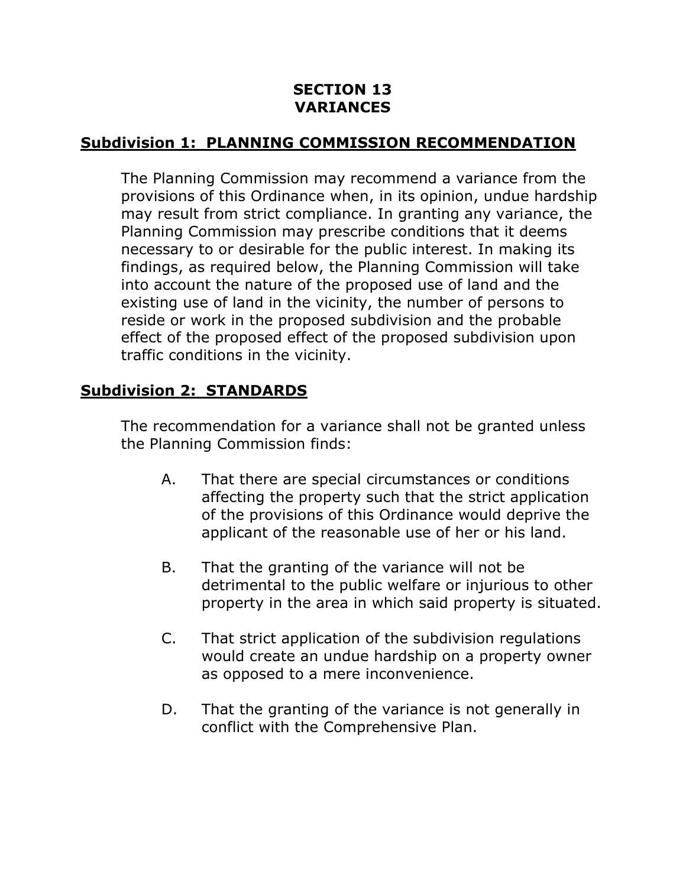# SECTION 13
# VARIANCES

## Subdivision 1: PLANNING COMMISSION RECOMMENDATION

The Planning Commission may recommend a variance from the provisions of this Ordinance when, in its opinion, undue hardship may result from strict compliance. In granting any variance, the Planning Commission may prescribe conditions that it deems necessary to or desirable for the public interest. In making its findings, as required below, the Planning Commission will take into account the nature of the proposed use of land and the existing use of land in the vicinity, the number of persons to reside or work in the proposed subdivision and the probable effect of the proposed effect of the proposed subdivision upon traffic conditions in the vicinity.

## Subdivision 2: STANDARDS

The recommendation for a variance shall not be granted unless the Planning Commission finds:

A. That there are special circumstances or conditions affecting the property such that the strict application of the provisions of this Ordinance would deprive the applicant of the reasonable use of her or his land.

B. That the granting of the variance will not be detrimental to the public welfare or injurious to other property in the area in which said property is situated.

C. That strict application of the subdivision regulations would create an undue hardship on a property owner as opposed to a mere inconvenience.

D. That the granting of the variance is not generally in conflict with the Comprehensive Plan.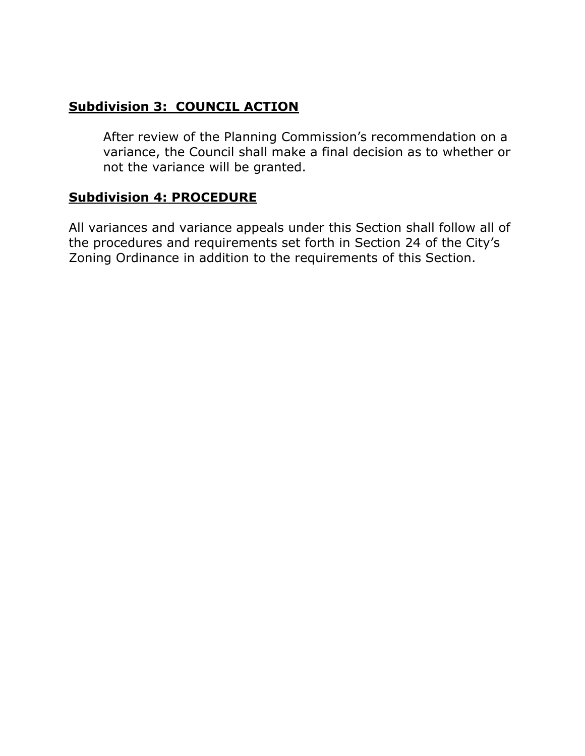**<u>Subdivision 3: COUNCIL ACTION</u>**

After review of the Planning Commission's recommendation on a variance, the Council shall make a final decision as to whether or not the variance will be granted.

**<u>Subdivision 4: PROCEDURE</u>**

All variances and variance appeals under this Section shall follow all of the procedures and requirements set forth in Section 24 of the City's Zoning Ordinance in addition to the requirements of this Section.